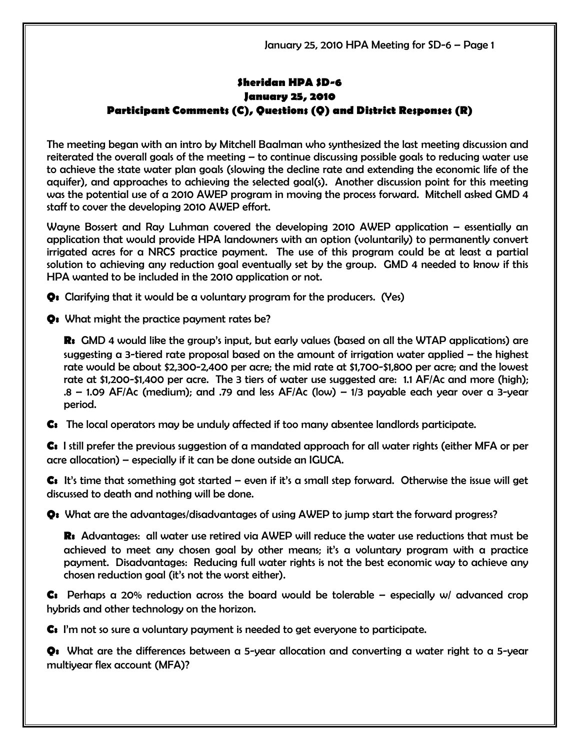# Sheridan HPA SD-6
# January 25, 2010
## Participant Comments (C), Questions (Q) and District Responses (R)

The meeting began with an intro by Mitchell Baalman who synthesized the last meeting discussion and reiterated the overall goals of the meeting – to continue discussing possible goals to reducing water use to achieve the state water plan goals (slowing the decline rate and extending the economic life of the aquifer), and approaches to achieving the selected goal(s). Another discussion point for this meeting was the potential use of a 2010 AWEP program in moving the process forward. Mitchell asked GMD 4 staff to cover the developing 2010 AWEP effort.

Wayne Bossert and Ray Luhman covered the developing 2010 AWEP application – essentially an application that would provide HPA landowners with an option (voluntarily) to permanently convert irrigated acres for a NRCS practice payment. The use of this program could be at least a partial solution to achieving any reduction goal eventually set by the group. GMD 4 needed to know if this HPA wanted to be included in the 2010 application or not.

**Q:** Clarifying that it would be a voluntary program for the producers. (Yes)

**Q:** What might the practice payment rates be?

> **R:** GMD 4 would like the group's input, but early values (based on all the WTAP applications) are suggesting a 3-tiered rate proposal based on the amount of irrigation water applied – the highest rate would be about $2,300-2,400 per acre; the mid rate at $1,700-$1,800 per acre; and the lowest rate at $1,200-$1,400 per acre. The 3 tiers of water use suggested are: 1.1 AF/Ac and more (high); .8 – 1.09 AF/Ac (medium); and .79 and less AF/Ac (low) – 1/3 payable each year over a 3-year period.

**C:** The local operators may be unduly affected if too many absentee landlords participate.

**C:** I still prefer the previous suggestion of a mandated approach for all water rights (either MFA or per acre allocation) – especially if it can be done outside an IGUCA.

**C:** It's time that something got started – even if it's a small step forward. Otherwise the issue will get discussed to death and nothing will be done.

**Q:** What are the advantages/disadvantages of using AWEP to jump start the forward progress?

> **R:** Advantages: all water use retired via AWEP will reduce the water use reductions that must be achieved to meet any chosen goal by other means; it's a voluntary program with a practice payment. Disadvantages: Reducing full water rights is not the best economic way to achieve any chosen reduction goal (it's not the worst either).

**C:** Perhaps a 20% reduction across the board would be tolerable – especially w/ advanced crop hybrids and other technology on the horizon.

**C:** I'm not so sure a voluntary payment is needed to get everyone to participate.

**Q:** What are the differences between a 5-year allocation and converting a water right to a 5-year multiyear flex account (MFA)?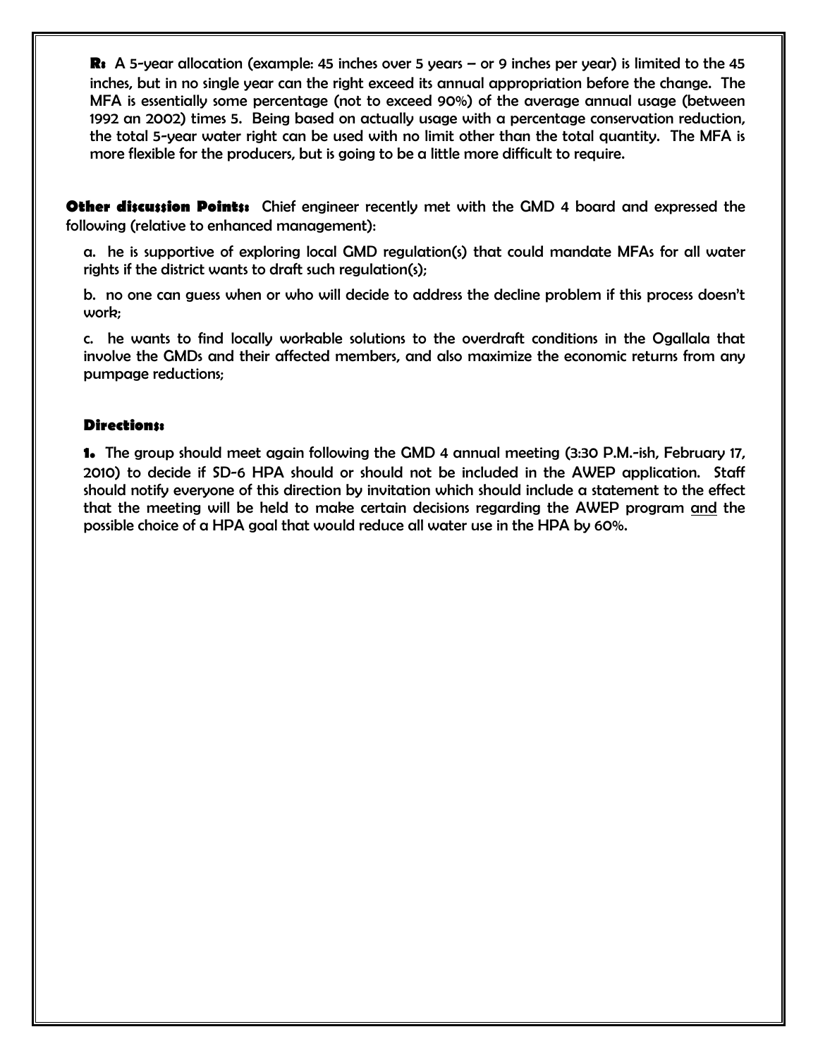**R:** A 5-year allocation (example: 45 inches over 5 years – or 9 inches per year) is limited to the 45 inches, but in no single year can the right exceed its annual appropriation before the change. The MFA is essentially some percentage (not to exceed 90%) of the average annual usage (between 1992 an 2002) times 5. Being based on actually usage with a percentage conservation reduction, the total 5-year water right can be used with no limit other than the total quantity. The MFA is more flexible for the producers, but is going to be a little more difficult to require.

**Other discussion Points:** Chief engineer recently met with the GMD 4 board and expressed the following (relative to enhanced management):

a. he is supportive of exploring local GMD regulation(s) that could mandate MFAs for all water rights if the district wants to draft such regulation(s);

b. no one can guess when or who will decide to address the decline problem if this process doesn't work;

c. he wants to find locally workable solutions to the overdraft conditions in the Ogallala that involve the GMDs and their affected members, and also maximize the economic returns from any pumpage reductions;

**Directions:**

**1.** The group should meet again following the GMD 4 annual meeting (3:30 P.M.-ish, February 17, 2010) to decide if SD-6 HPA should or should not be included in the AWEP application. Staff should notify everyone of this direction by invitation which should include a statement to the effect that the meeting will be held to make certain decisions regarding the AWEP program <u>and</u> the possible choice of a HPA goal that would reduce all water use in the HPA by 60%.